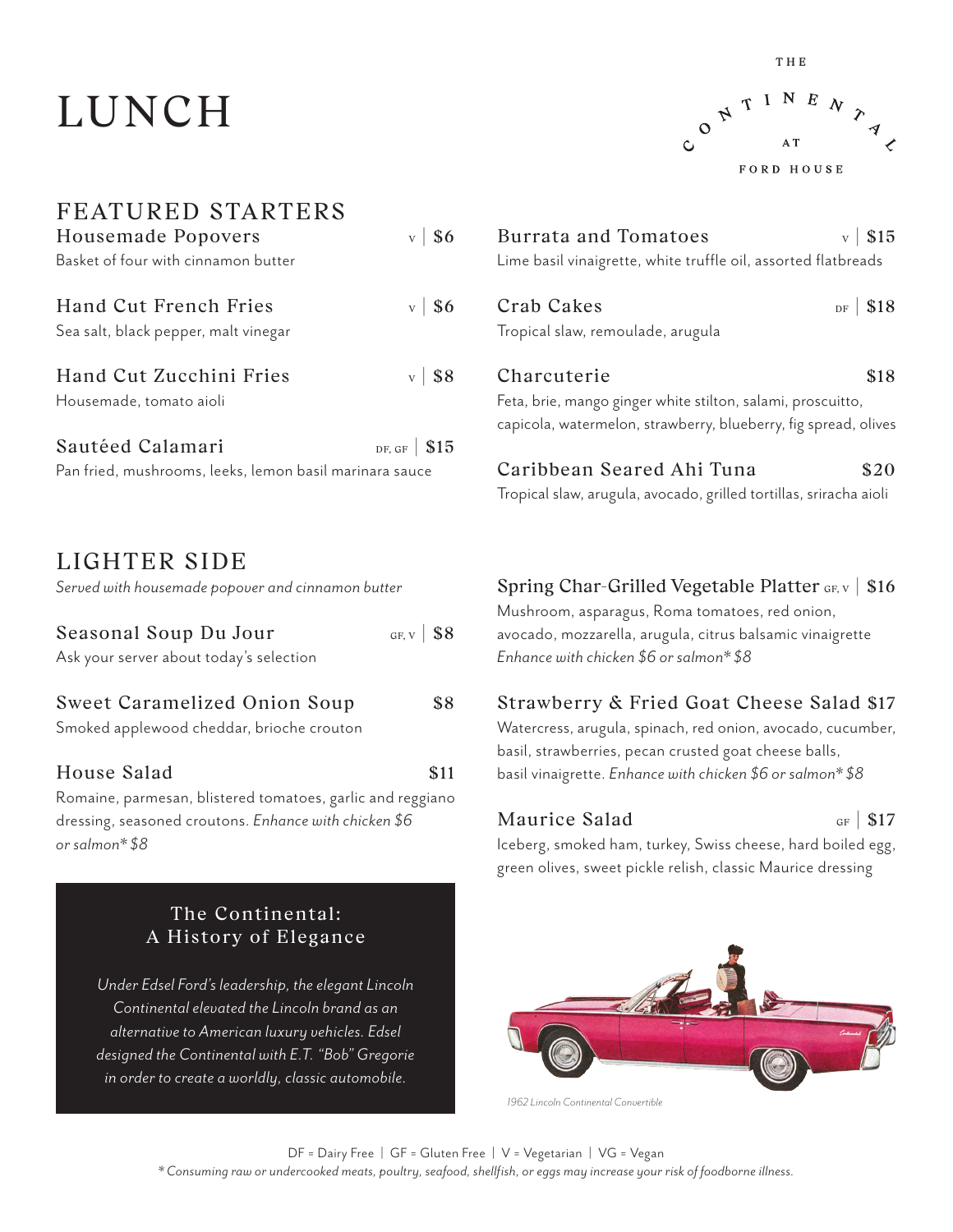# LUNCH

THE CONTINENTAL AT FORD HOUSE

## FEATURED STARTERS

**Housemade Popovers** V | $6
Basket of four with cinnamon butter

**Hand Cut French Fries** V | $6
Sea salt, black pepper, malt vinegar

**Hand Cut Zucchini Fries** V | $8
Housemade, tomato aioli

**Sautéed Calamari** DF, GF | $15
Pan fried, mushrooms, leeks, lemon basil marinara sauce

**Burrata and Tomatoes** V | $15
Lime basil vinaigrette, white truffle oil, assorted flatbreads

**Crab Cakes** DF | $18
Tropical slaw, remoulade, arugula

**Charcuterie** $18
Feta, brie, mango ginger white stilton, salami, proscuitto, capicola, watermelon, strawberry, blueberry, fig spread, olives

**Caribbean Seared Ahi Tuna** $20
Tropical slaw, arugula, avocado, grilled tortillas, sriracha aioli

## LIGHTER SIDE

*Served with housemade popover and cinnamon butter*

**Seasonal Soup Du Jour** GF, V | $8
Ask your server about today's selection

**Sweet Caramelized Onion Soup** $8
Smoked applewood cheddar, brioche crouton

**House Salad** $11
Romaine, parmesan, blistered tomatoes, garlic and reggiano dressing, seasoned croutons. *Enhance with chicken $6 or salmon* $8*

**Spring Char-Grilled Vegetable Platter** GF, V | $16
Mushroom, asparagus, Roma tomatoes, red onion, avocado, mozzarella, arugula, citrus balsamic vinaigrette
*Enhance with chicken $6 or salmon* $8*

**Strawberry & Fried Goat Cheese Salad** $17
Watercress, arugula, spinach, red onion, avocado, cucumber, basil, strawberries, pecan crusted goat cheese balls, basil vinaigrette. *Enhance with chicken $6 or salmon* $8*

**Maurice Salad** GF | $17
Iceberg, smoked ham, turkey, Swiss cheese, hard boiled egg, green olives, sweet pickle relish, classic Maurice dressing

### The Continental: A History of Elegance

*Under Edsel Ford's leadership, the elegant Lincoln Continental elevated the Lincoln brand as an alternative to American luxury vehicles. Edsel designed the Continental with E.T. "Bob" Gregorie in order to create a worldly, classic automobile.*

1962 Lincoln Continental Convertible

DF = Dairy Free | GF = Gluten Free | V = Vegetarian | VG = Vegan

*\* Consuming raw or undercooked meats, poultry, seafood, shellfish, or eggs may increase your risk of foodborne illness.*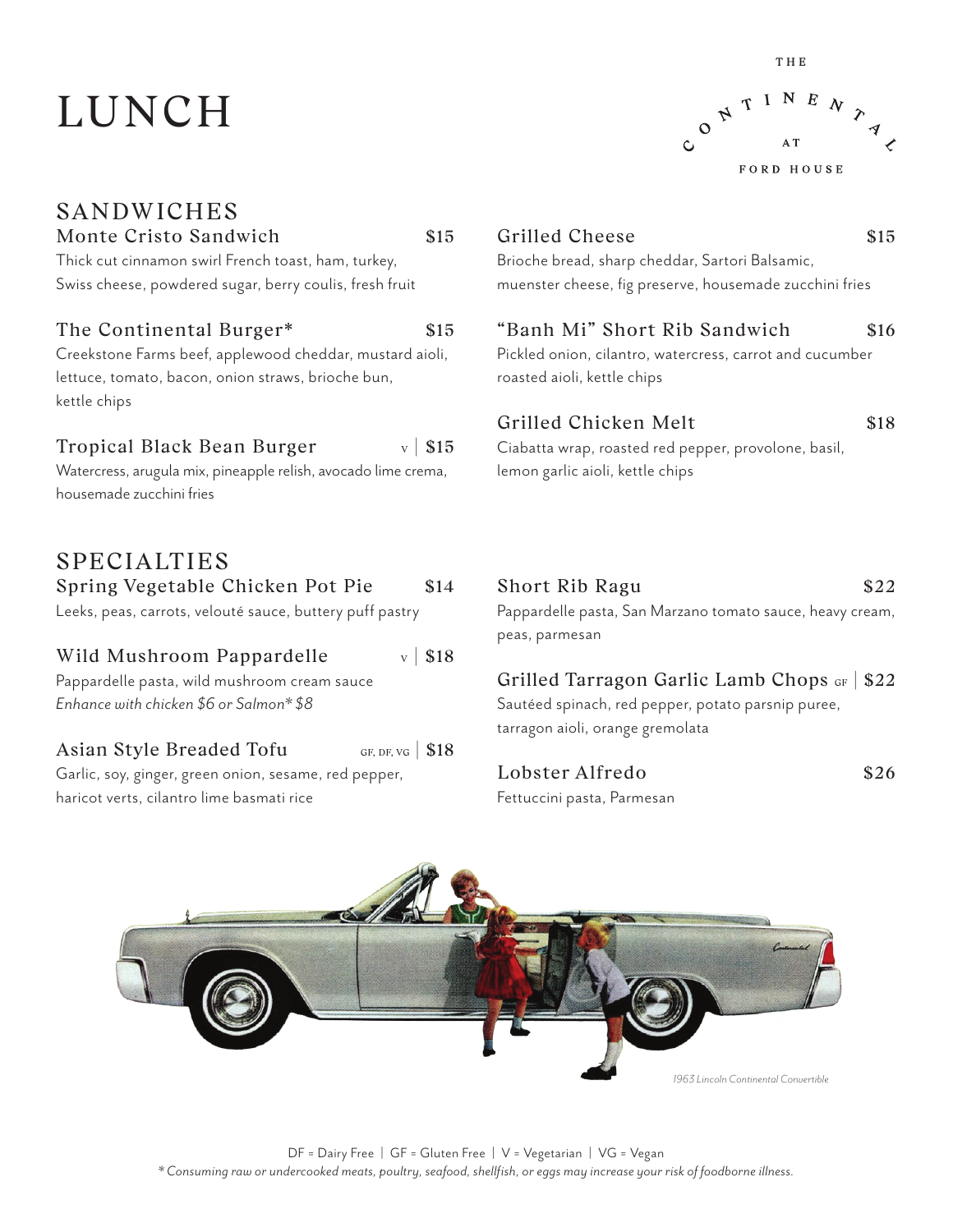# LUNCH

THE CONTINENTAL AT FORD HOUSE

## SANDWICHES

### Monte Cristo Sandwich — $15
Thick cut cinnamon swirl French toast, ham, turkey, Swiss cheese, powdered sugar, berry coulis, fresh fruit

### The Continental Burger* — $15
Creekstone Farms beef, applewood cheddar, mustard aioli, lettuce, tomato, bacon, onion straws, brioche bun, kettle chips

### Tropical Black Bean Burger — V | $15
Watercress, arugula mix, pineapple relish, avocado lime crema, housemade zucchini fries

### Grilled Cheese — $15
Brioche bread, sharp cheddar, Sartori Balsamic, muenster cheese, fig preserve, housemade zucchini fries

### "Banh Mi" Short Rib Sandwich — $16
Pickled onion, cilantro, watercress, carrot and cucumber roasted aioli, kettle chips

### Grilled Chicken Melt — $18
Ciabatta wrap, roasted red pepper, provolone, basil, lemon garlic aioli, kettle chips

## SPECIALTIES

### Spring Vegetable Chicken Pot Pie — $14
Leeks, peas, carrots, velouté sauce, buttery puff pastry

### Wild Mushroom Pappardelle — V | $18
Pappardelle pasta, wild mushroom cream sauce
*Enhance with chicken $6 or Salmon* $8*

### Asian Style Breaded Tofu — GF, DF, VG | $18
Garlic, soy, ginger, green onion, sesame, red pepper, haricot verts, cilantro lime basmati rice

### Short Rib Ragu — $22
Pappardelle pasta, San Marzano tomato sauce, heavy cream, peas, parmesan

### Grilled Tarragon Garlic Lamb Chops — GF | $22
Sautéed spinach, red pepper, potato parsnip puree, tarragon aioli, orange gremolata

### Lobster Alfredo — $26
Fettuccini pasta, Parmesan

*1963 Lincoln Continental Convertible*

DF = Dairy Free | GF = Gluten Free | V = Vegetarian | VG = Vegan

*\* Consuming raw or undercooked meats, poultry, seafood, shellfish, or eggs may increase your risk of foodborne illness.*